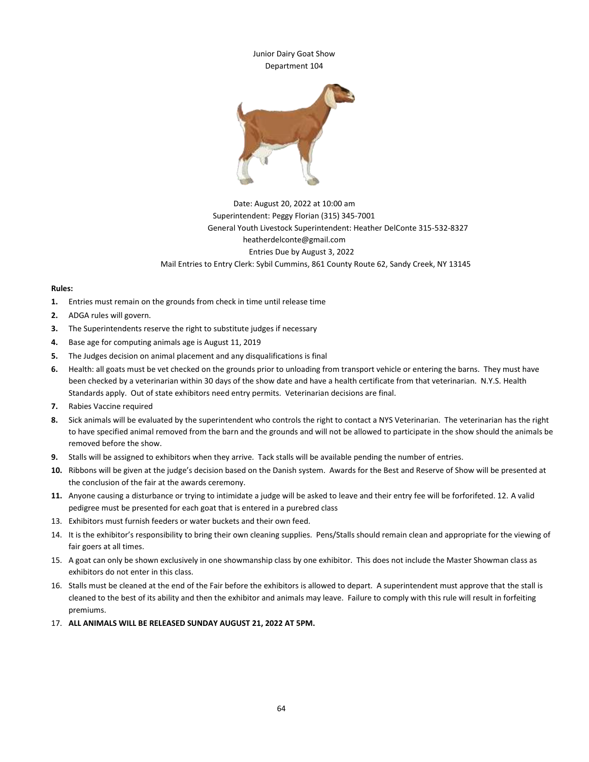# Junior Dairy Goat Show
## Department 104

Date: August 20, 2022 at 10:00 am
Superintendent: Peggy Florian (315) 345-7001
General Youth Livestock Superintendent: Heather DelConte 315-532-8327
heatherdelconte@gmail.com
Entries Due by August 3, 2022
Mail Entries to Entry Clerk: Sybil Cummins, 861 County Route 62, Sandy Creek, NY 13145

**Rules:**

1. Entries must remain on the grounds from check in time until release time
2. ADGA rules will govern.
3. The Superintendents reserve the right to substitute judges if necessary
4. Base age for computing animals age is August 11, 2019
5. The Judges decision on animal placement and any disqualifications is final
6. Health: all goats must be vet checked on the grounds prior to unloading from transport vehicle or entering the barns. They must have been checked by a veterinarian within 30 days of the show date and have a health certificate from that veterinarian. N.Y.S. Health Standards apply. Out of state exhibitors need entry permits. Veterinarian decisions are final.
7. Rabies Vaccine required
8. Sick animals will be evaluated by the superintendent who controls the right to contact a NYS Veterinarian. The veterinarian has the right to have specified animal removed from the barn and the grounds and will not be allowed to participate in the show should the animals be removed before the show.
9. Stalls will be assigned to exhibitors when they arrive. Tack stalls will be available pending the number of entries.
10. Ribbons will be given at the judge's decision based on the Danish system. Awards for the Best and Reserve of Show will be presented at the conclusion of the fair at the awards ceremony.
11. Anyone causing a disturbance or trying to intimidate a judge will be asked to leave and their entry fee will be forforifeted. 12. A valid pedigree must be presented for each goat that is entered in a purebred class
13. Exhibitors must furnish feeders or water buckets and their own feed.
14. It is the exhibitor's responsibility to bring their own cleaning supplies. Pens/Stalls should remain clean and appropriate for the viewing of fair goers at all times.
15. A goat can only be shown exclusively in one showmanship class by one exhibitor. This does not include the Master Showman class as exhibitors do not enter in this class.
16. Stalls must be cleaned at the end of the Fair before the exhibitors is allowed to depart. A superintendent must approve that the stall is cleaned to the best of its ability and then the exhibitor and animals may leave. Failure to comply with this rule will result in forfeiting premiums.
17. **ALL ANIMALS WILL BE RELEASED SUNDAY AUGUST 21, 2022 AT 5PM.**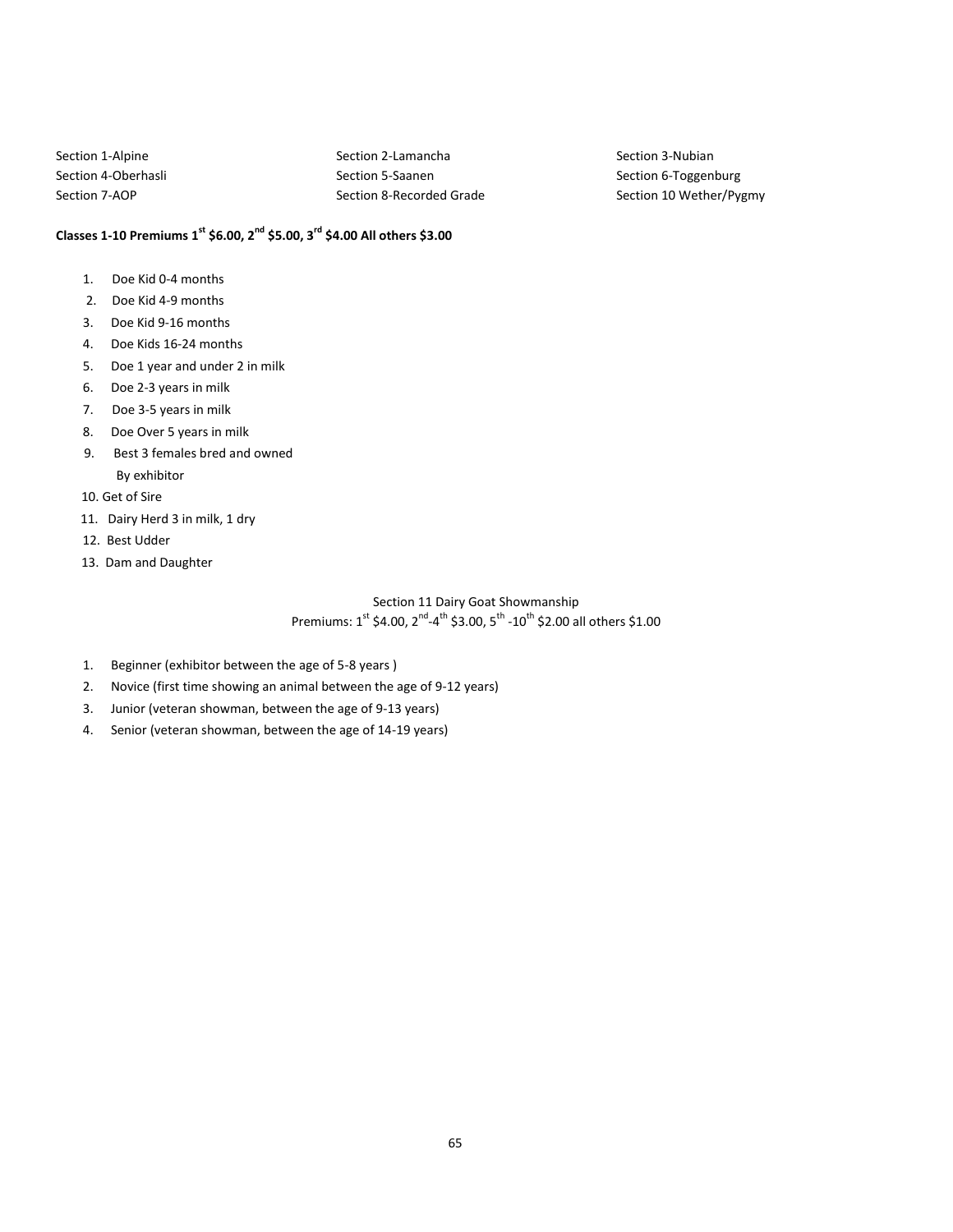Section 1-Alpine
Section 2-Lamancha
Section 3-Nubian
Section 4-Oberhasli
Section 5-Saanen
Section 6-Toggenburg
Section 7-AOP
Section 8-Recorded Grade
Section 10 Wether/Pygmy

**Classes 1-10 Premiums 1st $6.00, 2nd $5.00, 3rd $4.00 All others $3.00**

1. Doe Kid 0-4 months
2. Doe Kid 4-9 months
3. Doe Kid 9-16 months
4. Doe Kids 16-24 months
5. Doe 1 year and under 2 in milk
6. Doe 2-3 years in milk
7. Doe 3-5 years in milk
8. Doe Over 5 years in milk
9. Best 3 females bred and owned By exhibitor
10. Get of Sire
11. Dairy Herd 3 in milk, 1 dry
12. Best Udder
13. Dam and Daughter

Section 11 Dairy Goat Showmanship

Premiums: 1st $4.00, 2nd-4th $3.00, 5th -10th $2.00 all others $1.00

1. Beginner (exhibitor between the age of 5-8 years )
2. Novice (first time showing an animal between the age of 9-12 years)
3. Junior (veteran showman, between the age of 9-13 years)
4. Senior (veteran showman, between the age of 14-19 years)